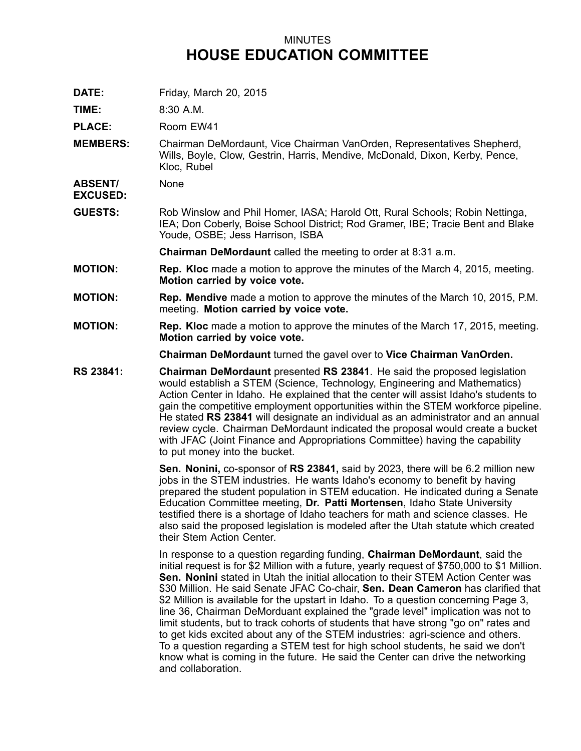MINUTES

# HOUSE EDUCATION COMMITTEE

**DATE:** Friday, March 20, 2015

**TIME:** 8:30 A.M.

**PLACE:** Room EW41

**MEMBERS:** Chairman DeMordaunt, Vice Chairman VanOrden, Representatives Shepherd, Wills, Boyle, Clow, Gestrin, Harris, Mendive, McDonald, Dixon, Kerby, Pence, Kloc, Rubel

**ABSENT/ EXCUSED:** None

**GUESTS:** Rob Winslow and Phil Homer, IASA; Harold Ott, Rural Schools; Robin Nettinga, IEA; Don Coberly, Boise School District; Rod Gramer, IBE; Tracie Bent and Blake Youde, OSBE; Jess Harrison, ISBA

**Chairman DeMordaunt** called the meeting to order at 8:31 a.m.

**MOTION:** **Rep. Kloc** made a motion to approve the minutes of the March 4, 2015, meeting. **Motion carried by voice vote.**

**MOTION:** **Rep. Mendive** made a motion to approve the minutes of the March 10, 2015, P.M. meeting. **Motion carried by voice vote.**

**MOTION:** **Rep. Kloc** made a motion to approve the minutes of the March 17, 2015, meeting. **Motion carried by voice vote.**

**Chairman DeMordaunt** turned the gavel over to **Vice Chairman VanOrden.**

**RS 23841:** **Chairman DeMordaunt** presented **RS 23841**. He said the proposed legislation would establish a STEM (Science, Technology, Engineering and Mathematics) Action Center in Idaho. He explained that the center will assist Idaho's students to gain the competitive employment opportunities within the STEM workforce pipeline. He stated **RS 23841** will designate an individual as an administrator and an annual review cycle. Chairman DeMordaunt indicated the proposal would create a bucket with JFAC (Joint Finance and Appropriations Committee) having the capability to put money into the bucket.

**Sen. Nonini,** co-sponsor of **RS 23841,** said by 2023, there will be 6.2 million new jobs in the STEM industries. He wants Idaho's economy to benefit by having prepared the student population in STEM education. He indicated during a Senate Education Committee meeting, **Dr. Patti Mortensen**, Idaho State University testified there is a shortage of Idaho teachers for math and science classes. He also said the proposed legislation is modeled after the Utah statute which created their Stem Action Center.

In response to a question regarding funding, **Chairman DeMordaunt**, said the initial request is for $2 Million with a future, yearly request of $750,000 to $1 Million. **Sen. Nonini** stated in Utah the initial allocation to their STEM Action Center was $30 Million. He said Senate JFAC Co-chair, **Sen. Dean Cameron** has clarified that $2 Million is available for the upstart in Idaho. To a question concerning Page 3, line 36, Chairman DeMorduant explained the "grade level" implication was not to limit students, but to track cohorts of students that have strong "go on" rates and to get kids excited about any of the STEM industries: agri-science and others. To a question regarding a STEM test for high school students, he said we don't know what is coming in the future. He said the Center can drive the networking and collaboration.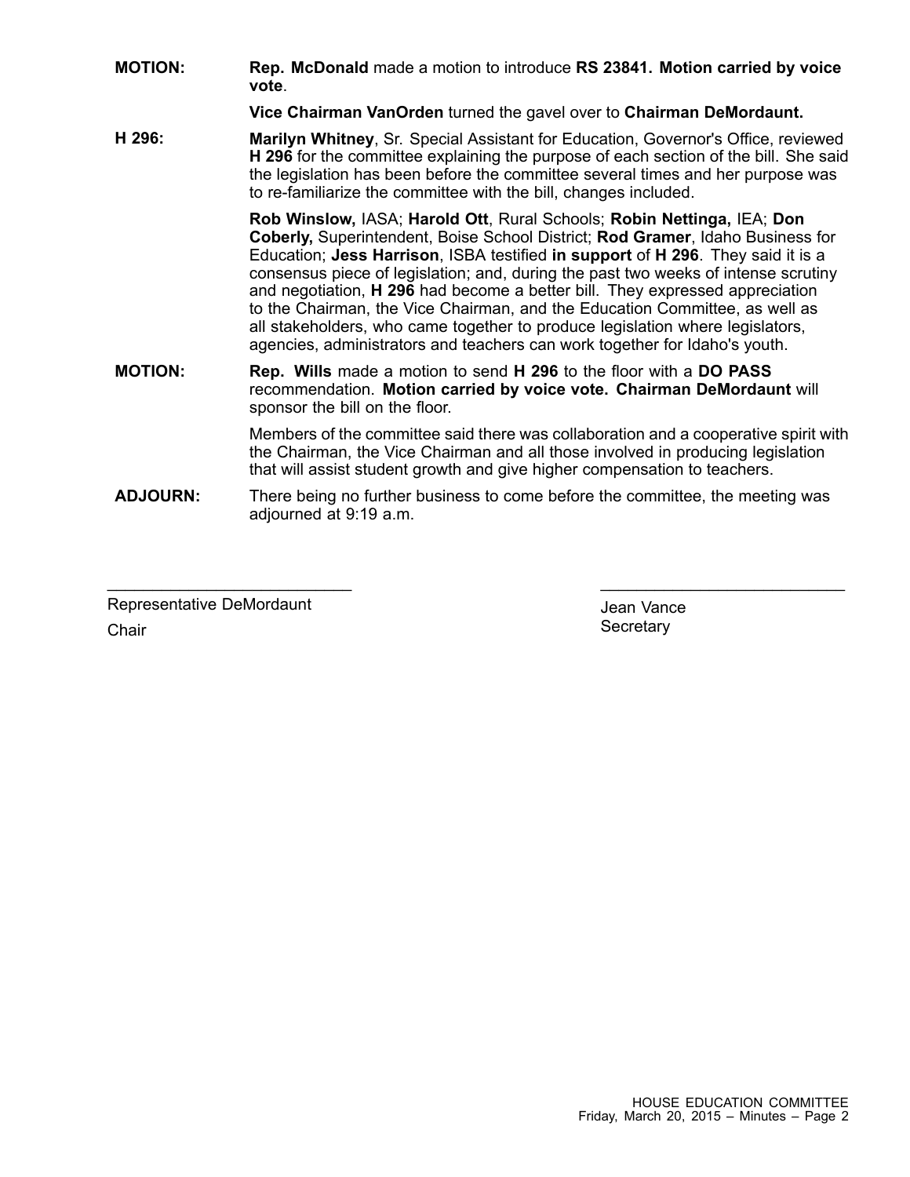**MOTION:** **Rep. McDonald** made a motion to introduce **RS 23841. Motion carried by voice vote**.

**Vice Chairman VanOrden** turned the gavel over to **Chairman DeMordaunt.**

**H 296:** **Marilyn Whitney**, Sr. Special Assistant for Education, Governor's Office, reviewed **H 296** for the committee explaining the purpose of each section of the bill. She said the legislation has been before the committee several times and her purpose was to re-familiarize the committee with the bill, changes included.

**Rob Winslow,** IASA; **Harold Ott**, Rural Schools; **Robin Nettinga,** IEA; **Don Coberly,** Superintendent, Boise School District; **Rod Gramer**, Idaho Business for Education; **Jess Harrison**, ISBA testified **in support** of **H 296**. They said it is a consensus piece of legislation; and, during the past two weeks of intense scrutiny and negotiation, **H 296** had become a better bill. They expressed appreciation to the Chairman, the Vice Chairman, and the Education Committee, as well as all stakeholders, who came together to produce legislation where legislators, agencies, administrators and teachers can work together for Idaho's youth.

**MOTION:** **Rep. Wills** made a motion to send **H 296** to the floor with a **DO PASS** recommendation. **Motion carried by voice vote. Chairman DeMordaunt** will sponsor the bill on the floor.

Members of the committee said there was collaboration and a cooperative spirit with the Chairman, the Vice Chairman and all those involved in producing legislation that will assist student growth and give higher compensation to teachers.

**ADJOURN:** There being no further business to come before the committee, the meeting was adjourned at 9:19 a.m.

| | |
|---|---|
| ___________________________ | ___________________________ |
| Representative DeMordaunt | Jean Vance |
| Chair | Secretary |